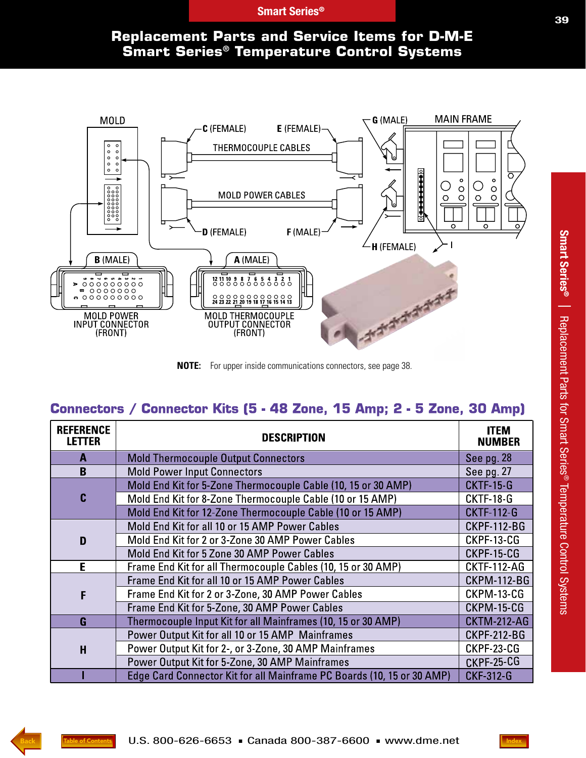# Replacement Parts and Service Items for D-M-E Smart Series® Temperature Control Systems

MOLD

C (FEMALE) E (FEMALE) G (MALE) MAIN FRAME

THERMOCOUPLE CABLES

MOLD POWER CABLES

D (FEMALE) F (MALE) H (FEMALE) I

B (MALE) A (MALE)

MOLD POWER INPUT CONNECTOR (FRONT)

MOLD THERMOCOUPLE OUTPUT CONNECTOR (FRONT)

**NOTE:** For upper inside communications connectors, see page 38.

## Connectors / Connector Kits (5 - 48 Zone, 15 Amp; 2 - 5 Zone, 30 Amp)

| REFERENCE LETTER | DESCRIPTION | ITEM NUMBER |
|---|---|---|
| A | Mold Thermocouple Output Connectors | See pg. 28 |
| B | Mold Power Input Connectors | See pg. 27 |
| C | Mold End Kit for 5-Zone Thermocouple Cable (10, 15 or 30 AMP) | CKTF-15-G |
| | Mold End Kit for 8-Zone Thermocouple Cable (10 or 15 AMP) | CKTF-18-G |
| | Mold End Kit for 12-Zone Thermocouple Cable (10 or 15 AMP) | CKTF-112-G |
| D | Mold End Kit for all 10 or 15 AMP Power Cables | CKPF-112-BG |
| | Mold End Kit for 2 or 3-Zone 30 AMP Power Cables | CKPF-13-CG |
| | Mold End Kit for 5 Zone 30 AMP Power Cables | CKPF-15-CG |
| E | Frame End Kit for all Thermocouple Cables (10, 15 or 30 AMP) | CKTF-112-AG |
| F | Frame End Kit for all 10 or 15 AMP Power Cables | CKPM-112-BG |
| | Frame End Kit for 2 or 3-Zone, 30 AMP Power Cables | CKPM-13-CG |
| | Frame End Kit for 5-Zone, 30 AMP Power Cables | CKPM-15-CG |
| G | Thermocouple Input Kit for all Mainframes (10, 15 or 30 AMP) | CKTM-212-AG |
| H | Power Output Kit for all 10 or 15 AMP Mainframes | CKPF-212-BG |
| | Power Output Kit for 2-, or 3-Zone, 30 AMP Mainframes | CKPF-23-CG |
| | Power Output Kit for 5-Zone, 30 AMP Mainframes | CKPF-25-CG |
| I | Edge Card Connector Kit for all Mainframe PC Boards (10, 15 or 30 AMP) | CKF-312-G |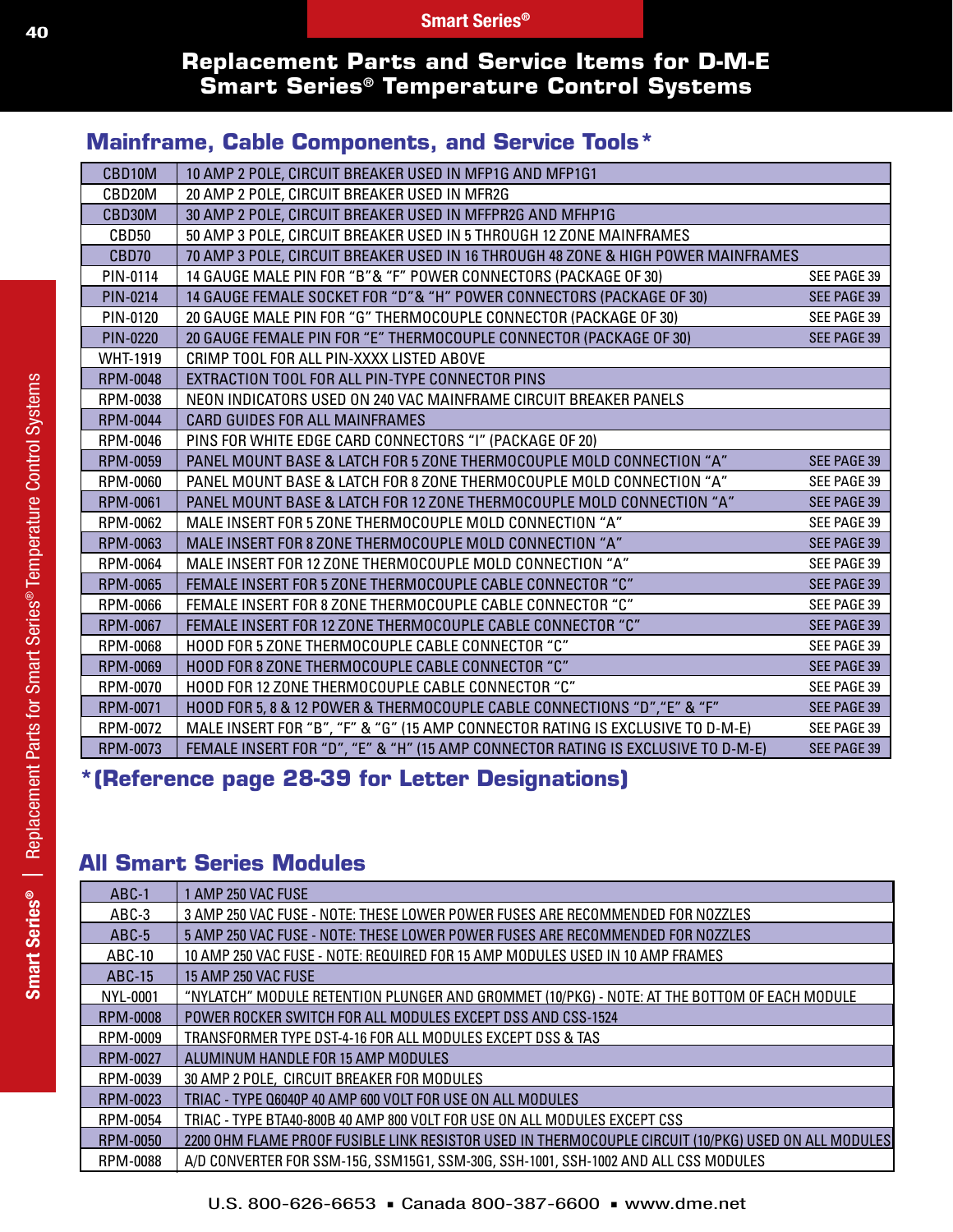# Replacement Parts and Service Items for D-M-E Smart Series® Temperature Control Systems

## Mainframe, Cable Components, and Service Tools*

| | | |
|---|---|---|
| CBD10M | 10 AMP 2 POLE, CIRCUIT BREAKER USED IN MFP1G AND MFP1G1 | |
| CBD20M | 20 AMP 2 POLE, CIRCUIT BREAKER USED IN MFR2G | |
| CBD30M | 30 AMP 2 POLE, CIRCUIT BREAKER USED IN MFFPR2G AND MFHP1G | |
| CBD50 | 50 AMP 3 POLE, CIRCUIT BREAKER USED IN 5 THROUGH 12 ZONE MAINFRAMES | |
| CBD70 | 70 AMP 3 POLE, CIRCUIT BREAKER USED IN 16 THROUGH 48 ZONE & HIGH POWER MAINFRAMES | |
| PIN-0114 | 14 GAUGE MALE PIN FOR "B"& "F" POWER CONNECTORS (PACKAGE OF 30) | SEE PAGE 39 |
| PIN-0214 | 14 GAUGE FEMALE SOCKET FOR "D"& "H" POWER CONNECTORS (PACKAGE OF 30) | SEE PAGE 39 |
| PIN-0120 | 20 GAUGE MALE PIN FOR "G" THERMOCOUPLE CONNECTOR (PACKAGE OF 30) | SEE PAGE 39 |
| PIN-0220 | 20 GAUGE FEMALE PIN FOR "E" THERMOCOUPLE CONNECTOR (PACKAGE OF 30) | SEE PAGE 39 |
| WHT-1919 | CRIMP TOOL FOR ALL PIN-XXXX LISTED ABOVE | |
| RPM-0048 | EXTRACTION TOOL FOR ALL PIN-TYPE CONNECTOR PINS | |
| RPM-0038 | NEON INDICATORS USED ON 240 VAC MAINFRAME CIRCUIT BREAKER PANELS | |
| RPM-0044 | CARD GUIDES FOR ALL MAINFRAMES | |
| RPM-0046 | PINS FOR WHITE EDGE CARD CONNECTORS "I" (PACKAGE OF 20) | |
| RPM-0059 | PANEL MOUNT BASE & LATCH FOR 5 ZONE THERMOCOUPLE MOLD CONNECTION "A" | SEE PAGE 39 |
| RPM-0060 | PANEL MOUNT BASE & LATCH FOR 8 ZONE THERMOCOUPLE MOLD CONNECTION "A" | SEE PAGE 39 |
| RPM-0061 | PANEL MOUNT BASE & LATCH FOR 12 ZONE THERMOCOUPLE MOLD CONNECTION "A" | SEE PAGE 39 |
| RPM-0062 | MALE INSERT FOR 5 ZONE THERMOCOUPLE MOLD CONNECTION "A" | SEE PAGE 39 |
| RPM-0063 | MALE INSERT FOR 8 ZONE THERMOCOUPLE MOLD CONNECTION "A" | SEE PAGE 39 |
| RPM-0064 | MALE INSERT FOR 12 ZONE THERMOCOUPLE MOLD CONNECTION "A" | SEE PAGE 39 |
| RPM-0065 | FEMALE INSERT FOR 5 ZONE THERMOCOUPLE CABLE CONNECTOR "C" | SEE PAGE 39 |
| RPM-0066 | FEMALE INSERT FOR 8 ZONE THERMOCOUPLE CABLE CONNECTOR "C" | SEE PAGE 39 |
| RPM-0067 | FEMALE INSERT FOR 12 ZONE THERMOCOUPLE CABLE CONNECTOR "C" | SEE PAGE 39 |
| RPM-0068 | HOOD FOR 5 ZONE THERMOCOUPLE CABLE CONNECTOR "C" | SEE PAGE 39 |
| RPM-0069 | HOOD FOR 8 ZONE THERMOCOUPLE CABLE CONNECTOR "C" | SEE PAGE 39 |
| RPM-0070 | HOOD FOR 12 ZONE THERMOCOUPLE CABLE CONNECTOR "C" | SEE PAGE 39 |
| RPM-0071 | HOOD FOR 5, 8 & 12 POWER & THERMOCOUPLE CABLE CONNECTIONS "D","E" & "F" | SEE PAGE 39 |
| RPM-0072 | MALE INSERT FOR "B", "F" & "G" (15 AMP CONNECTOR RATING IS EXCLUSIVE TO D-M-E) | SEE PAGE 39 |
| RPM-0073 | FEMALE INSERT FOR "D", "E" & "H" (15 AMP CONNECTOR RATING IS EXCLUSIVE TO D-M-E) | SEE PAGE 39 |

**\*(Reference page 28-39 for Letter Designations)**

## All Smart Series Modules

| | |
|---|---|
| ABC-1 | 1 AMP 250 VAC FUSE |
| ABC-3 | 3 AMP 250 VAC FUSE - NOTE: THESE LOWER POWER FUSES ARE RECOMMENDED FOR NOZZLES |
| ABC-5 | 5 AMP 250 VAC FUSE - NOTE: THESE LOWER POWER FUSES ARE RECOMMENDED FOR NOZZLES |
| ABC-10 | 10 AMP 250 VAC FUSE - NOTE: REQUIRED FOR 15 AMP MODULES USED IN 10 AMP FRAMES |
| ABC-15 | 15 AMP 250 VAC FUSE |
| NYL-0001 | "NYLATCH" MODULE RETENTION PLUNGER AND GROMMET (10/PKG) - NOTE: AT THE BOTTOM OF EACH MODULE |
| RPM-0008 | POWER ROCKER SWITCH FOR ALL MODULES EXCEPT DSS AND CSS-1524 |
| RPM-0009 | TRANSFORMER TYPE DST-4-16 FOR ALL MODULES EXCEPT DSS & TAS |
| RPM-0027 | ALUMINUM HANDLE FOR 15 AMP MODULES |
| RPM-0039 | 30 AMP 2 POLE, CIRCUIT BREAKER FOR MODULES |
| RPM-0023 | TRIAC - TYPE Q6040P 40 AMP 600 VOLT FOR USE ON ALL MODULES |
| RPM-0054 | TRIAC - TYPE BTA40-800B 40 AMP 800 VOLT FOR USE ON ALL MODULES EXCEPT CSS |
| RPM-0050 | 2200 OHM FLAME PROOF FUSIBLE LINK RESISTOR USED IN THERMOCOUPLE CIRCUIT (10/PKG) USED ON ALL MODULES |
| RPM-0088 | A/D CONVERTER FOR SSM-15G, SSM15G1, SSM-30G, SSH-1001, SSH-1002 AND ALL CSS MODULES |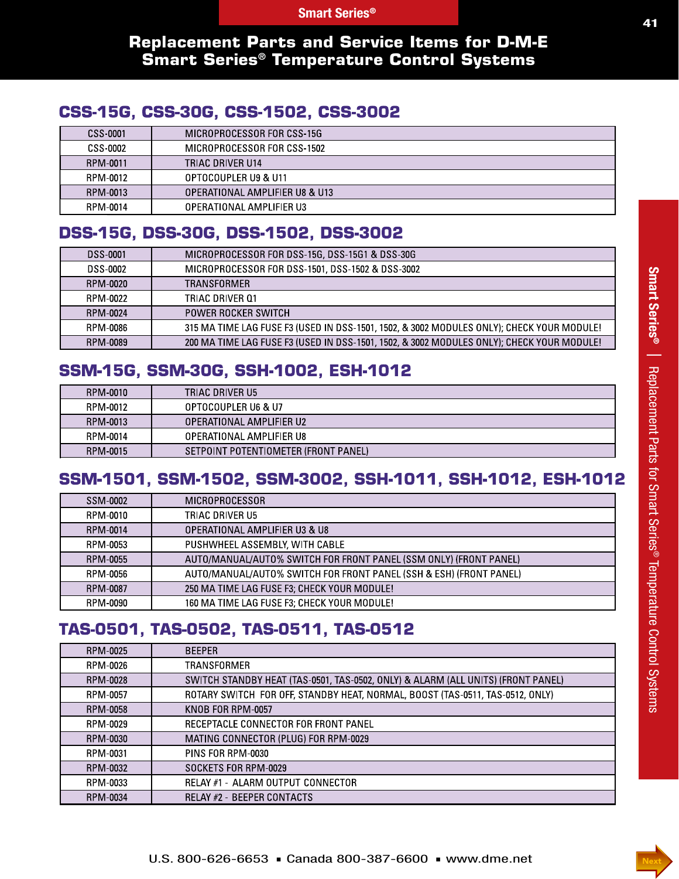# Replacement Parts and Service Items for D-M-E Smart Series® Temperature Control Systems

## CSS-15G, CSS-30G, CSS-1502, CSS-3002

| | |
|---|---|
| CSS-0001 | MICROPROCESSOR FOR CSS-15G |
| CSS-0002 | MICROPROCESSOR FOR CSS-1502 |
| RPM-0011 | TRIAC DRIVER U14 |
| RPM-0012 | OPTOCOUPLER U9 & U11 |
| RPM-0013 | OPERATIONAL AMPLIFIER U8 & U13 |
| RPM-0014 | OPERATIONAL AMPLIFIER U3 |

## DSS-15G, DSS-30G, DSS-1502, DSS-3002

| | |
|---|---|
| DSS-0001 | MICROPROCESSOR FOR DSS-15G, DSS-15G1 & DSS-30G |
| DSS-0002 | MICROPROCESSOR FOR DSS-1501, DSS-1502 & DSS-3002 |
| RPM-0020 | TRANSFORMER |
| RPM-0022 | TRIAC DRIVER Q1 |
| RPM-0024 | POWER ROCKER SWITCH |
| RPM-0086 | 315 MA TIME LAG FUSE F3 (USED IN DSS-1501, 1502, & 3002 MODULES ONLY); CHECK YOUR MODULE! |
| RPM-0089 | 200 MA TIME LAG FUSE F3 (USED IN DSS-1501, 1502, & 3002 MODULES ONLY); CHECK YOUR MODULE! |

## SSM-15G, SSM-30G, SSH-1002, ESH-1012

| | |
|---|---|
| RPM-0010 | TRIAC DRIVER U5 |
| RPM-0012 | OPTOCOUPLER U6 & U7 |
| RPM-0013 | OPERATIONAL AMPLIFIER U2 |
| RPM-0014 | OPERATIONAL AMPLIFIER U8 |
| RPM-0015 | SETPOINT POTENTIOMETER (FRONT PANEL) |

## SSM-1501, SSM-1502, SSM-3002, SSH-1011, SSH-1012, ESH-1012

| | |
|---|---|
| SSM-0002 | MICROPROCESSOR |
| RPM-0010 | TRIAC DRIVER U5 |
| RPM-0014 | OPERATIONAL AMPLIFIER U3 & U8 |
| RPM-0053 | PUSHWHEEL ASSEMBLY, WITH CABLE |
| RPM-0055 | AUTO/MANUAL/AUTO% SWITCH FOR FRONT PANEL (SSM ONLY) (FRONT PANEL) |
| RPM-0056 | AUTO/MANUAL/AUTO% SWITCH FOR FRONT PANEL (SSH & ESH) (FRONT PANEL) |
| RPM-0087 | 250 MA TIME LAG FUSE F3; CHECK YOUR MODULE! |
| RPM-0090 | 160 MA TIME LAG FUSE F3; CHECK YOUR MODULE! |

## TAS-0501, TAS-0502, TAS-0511, TAS-0512

| | |
|---|---|
| RPM-0025 | BEEPER |
| RPM-0026 | TRANSFORMER |
| RPM-0028 | SWITCH STANDBY HEAT (TAS-0501, TAS-0502, ONLY) & ALARM (ALL UNITS) (FRONT PANEL) |
| RPM-0057 | ROTARY SWITCH FOR OFF, STANDBY HEAT, NORMAL, BOOST (TAS-0511, TAS-0512, ONLY) |
| RPM-0058 | KNOB FOR RPM-0057 |
| RPM-0029 | RECEPTACLE CONNECTOR FOR FRONT PANEL |
| RPM-0030 | MATING CONNECTOR (PLUG) FOR RPM-0029 |
| RPM-0031 | PINS FOR RPM-0030 |
| RPM-0032 | SOCKETS FOR RPM-0029 |
| RPM-0033 | RELAY #1 - ALARM OUTPUT CONNECTOR |
| RPM-0034 | RELAY #2 - BEEPER CONTACTS |

U.S. 800-626-6653 ▪ Canada 800-387-6600 ▪ www.dme.net